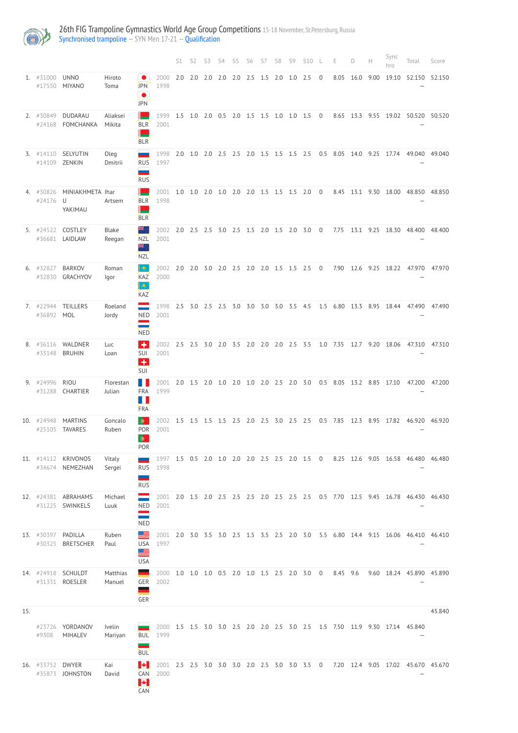# 26th FIG Trampoline Gymnastics World Age Group Competitions 15-18 November, St.Petersburg, Russia

Synchronised trampoline – SYN Men 17-21 – Qualification

| | | | | | | S1 | S2 | S3 | S4 | S5 | S6 | S7 | S8 | S9 | S10 | L | E | D | H | Sync hro | Total | Score |
|---|---|---|---|---|---|---|---|---|---|---|---|---|---|---|---|---|---|---|---|---|---|---|
| 1. | #31000 #17550 | UNNO MIYANO | Hiroto Toma | JPN JPN | 2000 1998 | 2.0 | 2.0 | 2.0 | 2.0 | 2.0 | 2.5 | 1.5 | 2.0 | 1.0 | 2.5 | 0 | 8.05 | 16.0 | 9.00 | 19.10 | 52.150 – | 52.150 |
| 2. | #30849 #24168 | DUDARAU FOMCHANKA | Aliaksei Mikita | BLR BLR | 1999 2001 | 1.5 | 1.0 | 2.0 | 0.5 | 2.0 | 1.5 | 1.5 | 1.0 | 1.0 | 1.5 | 0 | 8.65 | 13.3 | 9.55 | 19.02 | 50.520 – | 50.520 |
| 3. | #14110 #14109 | SELYUTIN ZENKIN | Oleg Dmitrii | RUS RUS | 1998 1997 | 2.0 | 1.0 | 2.0 | 2.5 | 2.5 | 2.0 | 1.5 | 1.5 | 1.5 | 2.5 | 0.5 | 8.05 | 14.0 | 9.25 | 17.74 | 49.040 – | 49.040 |
| 4. | #30826 #24176 | MINIAKHMETAU YAKIMAU | Ihar Artsem | BLR BLR | 2001 1998 | 1.0 | 1.0 | 2.0 | 1.0 | 2.0 | 2.0 | 1.5 | 1.5 | 1.5 | 2.0 | 0 | 8.45 | 13.1 | 9.30 | 18.00 | 48.850 – | 48.850 |
| 5. | #24522 #36681 | COSTLEY LAIDLAW | Blake Reegan | NZL NZL | 2002 2001 | 2.0 | 2.5 | 2.5 | 3.0 | 2.5 | 1.5 | 2.0 | 1.5 | 2.0 | 3.0 | 0 | 7.75 | 13.1 | 9.25 | 18.30 | 48.400 – | 48.400 |
| 6. | #32827 #32830 | BARKOV GRACHYOV | Roman Igor | KAZ KAZ | 2002 2000 | 2.0 | 2.0 | 3.0 | 2.0 | 2.5 | 2.0 | 2.0 | 1.5 | 1.5 | 2.5 | 0 | 7.90 | 12.6 | 9.25 | 18.22 | 47.970 – | 47.970 |
| 7. | #22944 #36892 | TEILLERS MOL | Roeland Jordy | NED NED | 1998 2001 | 2.5 | 3.0 | 2.5 | 2.5 | 3.0 | 3.0 | 3.0 | 3.0 | 3.5 | 4.5 | 1.5 | 6.80 | 13.3 | 8.95 | 18.44 | 47.490 – | 47.490 |
| 8. | #36116 #33148 | WALDNER BRUHIN | Luc Loan | SUI SUI | 2002 2001 | 2.5 | 2.5 | 3.0 | 2.0 | 3.5 | 2.0 | 2.0 | 2.0 | 2.5 | 3.5 | 1.0 | 7.35 | 12.7 | 9.20 | 18.06 | 47.310 – | 47.310 |
| 9. | #24996 #31288 | RIOU CHARTIER | Florestan Julian | FRA FRA | 2001 1999 | 2.0 | 1.5 | 2.0 | 1.0 | 2.0 | 1.0 | 2.0 | 2.5 | 2.0 | 3.0 | 0.5 | 8.05 | 13.2 | 8.85 | 17.10 | 47.200 – | 47.200 |
| 10. | #24948 #25105 | MARTINS TAVARES | Goncalo Ruben | POR POR | 2002 2001 | 1.5 | 1.5 | 1.5 | 1.5 | 2.5 | 2.0 | 2.5 | 3.0 | 2.5 | 2.5 | 0.5 | 7.85 | 12.3 | 8.95 | 17.82 | 46.920 – | 46.920 |
| 11. | #14112 #34674 | KRIVONOS NEMEZHAN | Vitaly Sergei | RUS RUS | 1997 1998 | 1.5 | 0.5 | 2.0 | 1.0 | 2.0 | 2.0 | 2.5 | 2.5 | 2.0 | 1.5 | 0 | 8.25 | 12.6 | 9.05 | 16.58 | 46.480 – | 46.480 |
| 12. | #24381 #31225 | ABRAHAMS SWINKELS | Michael Luuk | NED NED | 2001 2001 | 2.0 | 1.5 | 2.0 | 2.5 | 2.5 | 2.5 | 2.0 | 2.5 | 2.5 | 2.5 | 0.5 | 7.70 | 12.5 | 9.45 | 16.78 | 46.430 – | 46.430 |
| 13. | #30397 #30325 | PADILLA BRETSCHER | Ruben Paul | USA USA | 2001 1997 | 2.0 | 3.0 | 3.5 | 3.0 | 2.5 | 1.5 | 3.5 | 2.5 | 2.0 | 3.0 | 5.5 | 6.80 | 14.4 | 9.15 | 16.06 | 46.410 – | 46.410 |
| 14. | #24918 #31331 | SCHULDT ROESLER | Matthias Manuel | GER GER | 2000 2002 | 1.0 | 1.0 | 1.0 | 0.5 | 2.0 | 1.0 | 1.5 | 2.5 | 2.0 | 3.0 | 0 | 8.45 | 9.6 | 9.60 | 18.24 | 45.890 – | 45.890 |
| 15. | | | | | | | | | | | | | | | | | | | | | | 45.840 |
| | #23726 #9308 | YORDANOV MIHALEV | Ivelin Mariyan | BUL BUL | 2000 1999 | 1.5 | 1.5 | 3.0 | 3.0 | 2.5 | 2.0 | 2.0 | 2.5 | 3.0 | 2.5 | 1.5 | 7.50 | 11.9 | 9.30 | 17.14 | 45.840 – | |
| 16. | #33752 #35873 | DWYER JOHNSTON | Kai David | CAN CAN | 2001 2000 | 2.5 | 2.5 | 3.0 | 3.0 | 3.0 | 2.0 | 2.5 | 3.0 | 3.0 | 3.5 | 0 | 7.20 | 12.4 | 9.05 | 17.02 | 45.670 – | 45.670 |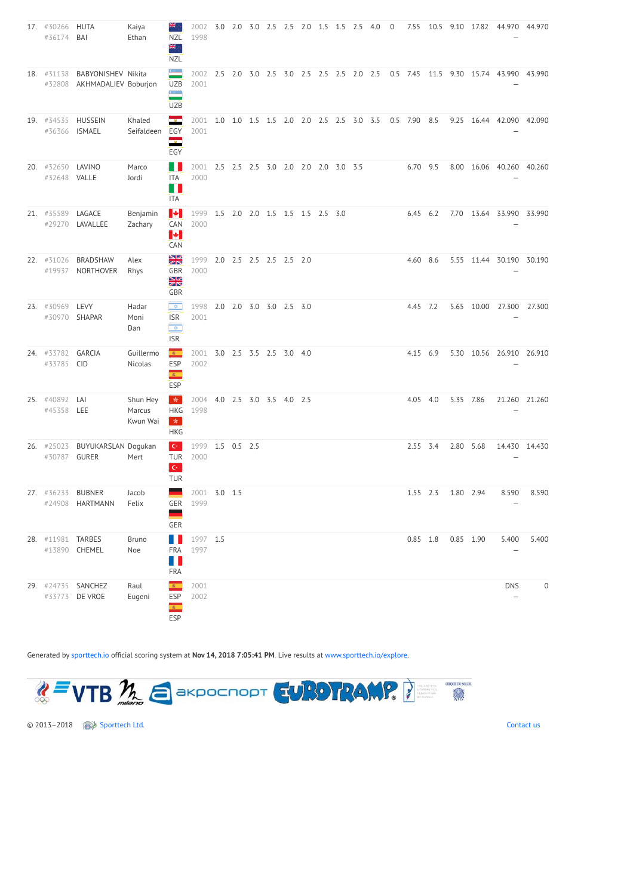| | | | | | | | | | | | | | | | | | | | | | | | |
|---|---|---|---|---|---|---|---|---|---|---|---|---|---|---|---|---|---|---|---|---|---|---|---|
| 17. | #30266<br>#36174 | HUTA<br>BAI | Kaiya<br>Ethan | NZL<br>NZL | 2002<br>1998 | 3.0 | 2.0 | 3.0 | 2.5 | 2.5 | 2.0 | 1.5 | 1.5 | 2.5 | 4.0 | 0 | 7.55 | 10.5 | 9.10 | 17.82 | 44.970<br>— | 44.970 |
| 18. | #31138<br>#32808 | BABYONISHEV<br>AKHMADALIEV | Nikita<br>Boburjon | UZB<br>UZB | 2002<br>2001 | 2.5 | 2.0 | 3.0 | 2.5 | 3.0 | 2.5 | 2.5 | 2.5 | 2.0 | 2.5 | 0.5 | 7.45 | 11.5 | 9.30 | 15.74 | 43.990<br>— | 43.990 |
| 19. | #34535<br>#36366 | HUSSEIN<br>ISMAEL | Khaled<br>Seifaldeen | EGY<br>EGY | 2001<br>2001 | 1.0 | 1.0 | 1.5 | 1.5 | 2.0 | 2.0 | 2.5 | 2.5 | 3.0 | 3.5 | 0.5 | 7.90 | 8.5 | 9.25 | 16.44 | 42.090<br>— | 42.090 |
| 20. | #32650<br>#32648 | LAVINO<br>VALLE | Marco<br>Jordi | ITA<br>ITA | 2001<br>2000 | 2.5 | 2.5 | 2.5 | 3.0 | 2.0 | 2.0 | 2.0 | 3.0 | 3.5 | | | 6.70 | 9.5 | 8.00 | 16.06 | 40.260<br>— | 40.260 |
| 21. | #35589<br>#29270 | LAGACE<br>LAVALLEE | Benjamin<br>Zachary | CAN<br>CAN | 1999<br>2000 | 1.5 | 2.0 | 2.0 | 1.5 | 1.5 | 1.5 | 2.5 | 3.0 | | | | 6.45 | 6.2 | 7.70 | 13.64 | 33.990<br>— | 33.990 |
| 22. | #31026<br>#19937 | BRADSHAW<br>NORTHOVER | Alex<br>Rhys | GBR<br>GBR | 1999<br>2000 | 2.0 | 2.5 | 2.5 | 2.5 | 2.5 | 2.0 | | | | | | 4.60 | 8.6 | 5.55 | 11.44 | 30.190<br>— | 30.190 |
| 23. | #30969<br>#30970 | LEVY<br>SHAPAR | Hadar Moni<br>Dan | ISR<br>ISR | 1998<br>2001 | 2.0 | 2.0 | 3.0 | 3.0 | 2.5 | 3.0 | | | | | | 4.45 | 7.2 | 5.65 | 10.00 | 27.300<br>— | 27.300 |
| 24. | #33782<br>#33785 | GARCIA<br>CID | Guillermo<br>Nicolas | ESP<br>ESP | 2001<br>2002 | 3.0 | 2.5 | 3.5 | 2.5 | 3.0 | 4.0 | | | | | | 4.15 | 6.9 | 5.30 | 10.56 | 26.910<br>— | 26.910 |
| 25. | #40892<br>#45358 | LAI<br>LEE | Shun Hey<br>Marcus Kwun Wai | HKG<br>HKG | 2004<br>1998 | 4.0 | 2.5 | 3.0 | 3.5 | 4.0 | 2.5 | | | | | | 4.05 | 4.0 | 5.35 | 7.86 | 21.260<br>— | 21.260 |
| 26. | #25023<br>#30787 | BUYUKARSLAN<br>GURER | Dogukan<br>Mert | TUR<br>TUR | 1999<br>2000 | 1.5 | 0.5 | 2.5 | | | | | | | | | 2.55 | 3.4 | 2.80 | 5.68 | 14.430<br>— | 14.430 |
| 27. | #36233<br>#24908 | BUBNER<br>HARTMANN | Jacob<br>Felix | GER<br>GER | 2001<br>1999 | 3.0 | 1.5 | | | | | | | | | | 1.55 | 2.3 | 1.80 | 2.94 | 8.590<br>— | 8.590 |
| 28. | #11981<br>#13890 | TARBES<br>CHEMEL | Bruno<br>Noe | FRA<br>FRA | 1997<br>1997 | 1.5 | | | | | | | | | | | 0.85 | 1.8 | 0.85 | 1.90 | 5.400<br>— | 5.400 |
| 29. | #24735<br>#33773 | SANCHEZ<br>DE VROE | Raul<br>Eugeni | ESP<br>ESP | 2001<br>2002 | | | | | | | | | | | | | | | | DNS<br>— | 0 |

Generated by sporttech.io official scoring system at **Nov 14, 2018 7:05:41 PM**. Live results at www.sporttech.io/explore.

© 2013–2018 Sporttech Ltd.

Contact us